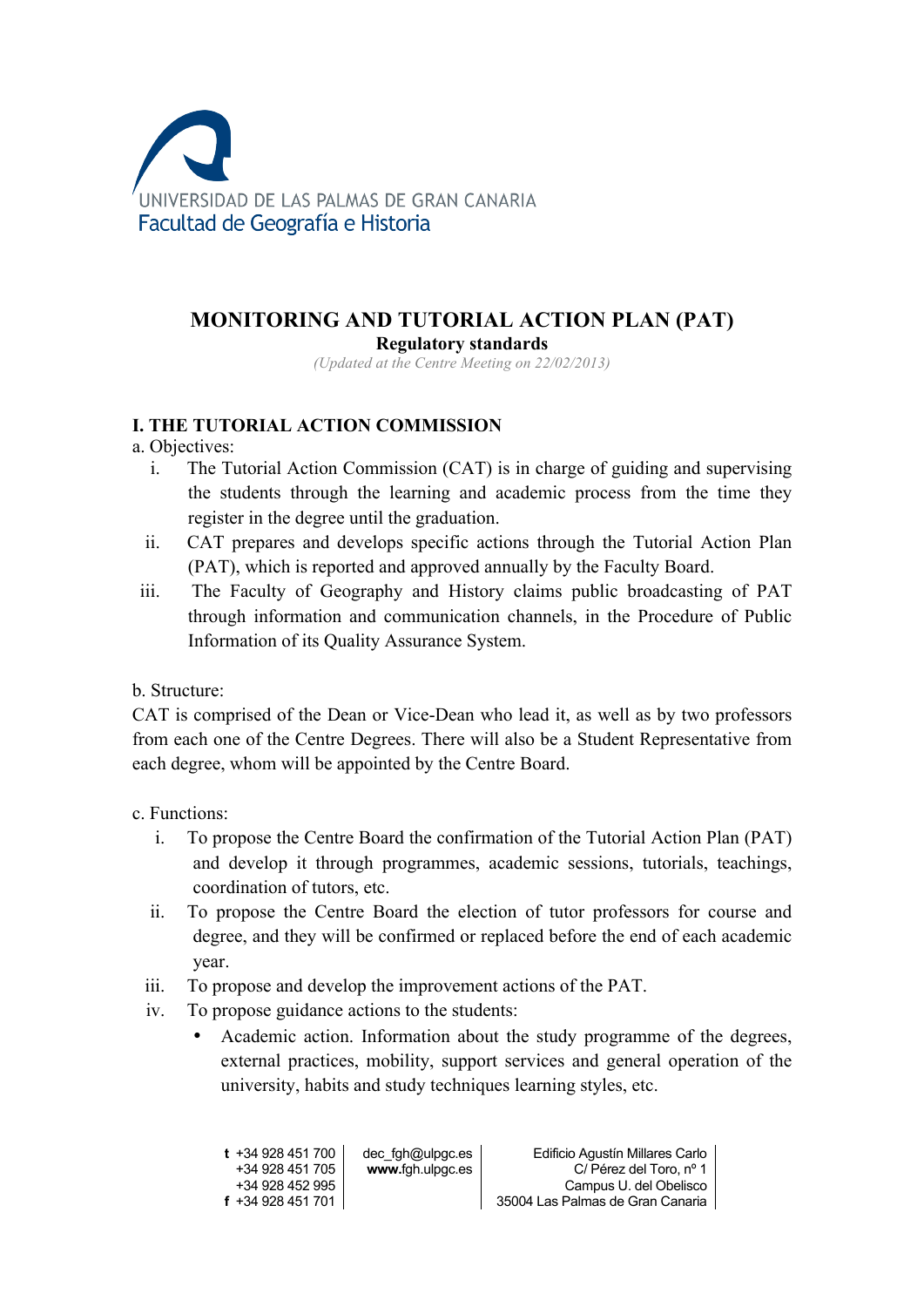UNIVERSIDAD DE LAS PALMAS DE GRAN CANARIA
Facultad de Geografía e Historia

# MONITORING AND TUTORIAL ACTION PLAN (PAT)

**Regulatory standards**

*(Updated at the Centre Meeting on 22/02/2013)*

## I. THE TUTORIAL ACTION COMMISSION

a. Objectives:

i. The Tutorial Action Commission (CAT) is in charge of guiding and supervising the students through the learning and academic process from the time they register in the degree until the graduation.

ii. CAT prepares and develops specific actions through the Tutorial Action Plan (PAT), which is reported and approved annually by the Faculty Board.

iii. The Faculty of Geography and History claims public broadcasting of PAT through information and communication channels, in the Procedure of Public Information of its Quality Assurance System.

b. Structure:

CAT is comprised of the Dean or Vice-Dean who lead it, as well as by two professors from each one of the Centre Degrees. There will also be a Student Representative from each degree, whom will be appointed by the Centre Board.

c. Functions:

i. To propose the Centre Board the confirmation of the Tutorial Action Plan (PAT) and develop it through programmes, academic sessions, tutorials, teachings, coordination of tutors, etc.

ii. To propose the Centre Board the election of tutor professors for course and degree, and they will be confirmed or replaced before the end of each academic year.

iii. To propose and develop the improvement actions of the PAT.

iv. To propose guidance actions to the students:

- Academic action. Information about the study programme of the degrees, external practices, mobility, support services and general operation of the university, habits and study techniques learning styles, etc.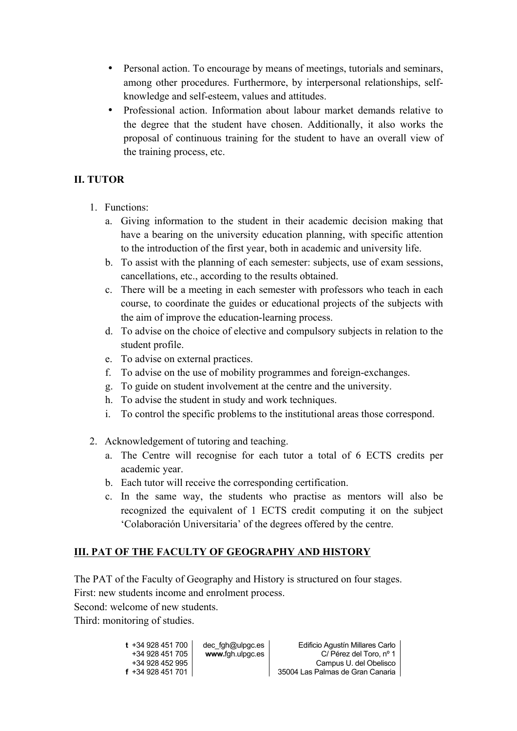- Personal action. To encourage by means of meetings, tutorials and seminars, among other procedures. Furthermore, by interpersonal relationships, self-knowledge and self-esteem, values and attitudes.
- Professional action. Information about labour market demands relative to the degree that the student have chosen. Additionally, it also works the proposal of continuous training for the student to have an overall view of the training process, etc.

## II. TUTOR

1. Functions:
   a. Giving information to the student in their academic decision making that have a bearing on the university education planning, with specific attention to the introduction of the first year, both in academic and university life.
   b. To assist with the planning of each semester: subjects, use of exam sessions, cancellations, etc., according to the results obtained.
   c. There will be a meeting in each semester with professors who teach in each course, to coordinate the guides or educational projects of the subjects with the aim of improve the education-learning process.
   d. To advise on the choice of elective and compulsory subjects in relation to the student profile.
   e. To advise on external practices.
   f. To advise on the use of mobility programmes and foreign-exchanges.
   g. To guide on student involvement at the centre and the university.
   h. To advise the student in study and work techniques.
   i. To control the specific problems to the institutional areas those correspond.

2. Acknowledgement of tutoring and teaching.
   a. The Centre will recognise for each tutor a total of 6 ECTS credits per academic year.
   b. Each tutor will receive the corresponding certification.
   c. In the same way, the students who practise as mentors will also be recognized the equivalent of 1 ECTS credit computing it on the subject 'Colaboración Universitaria' of the degrees offered by the centre.

## III. PAT OF THE FACULTY OF GEOGRAPHY AND HISTORY

The PAT of the Faculty of Geography and History is structured on four stages.
First: new students income and enrolment process.
Second: welcome of new students.
Third: monitoring of studies.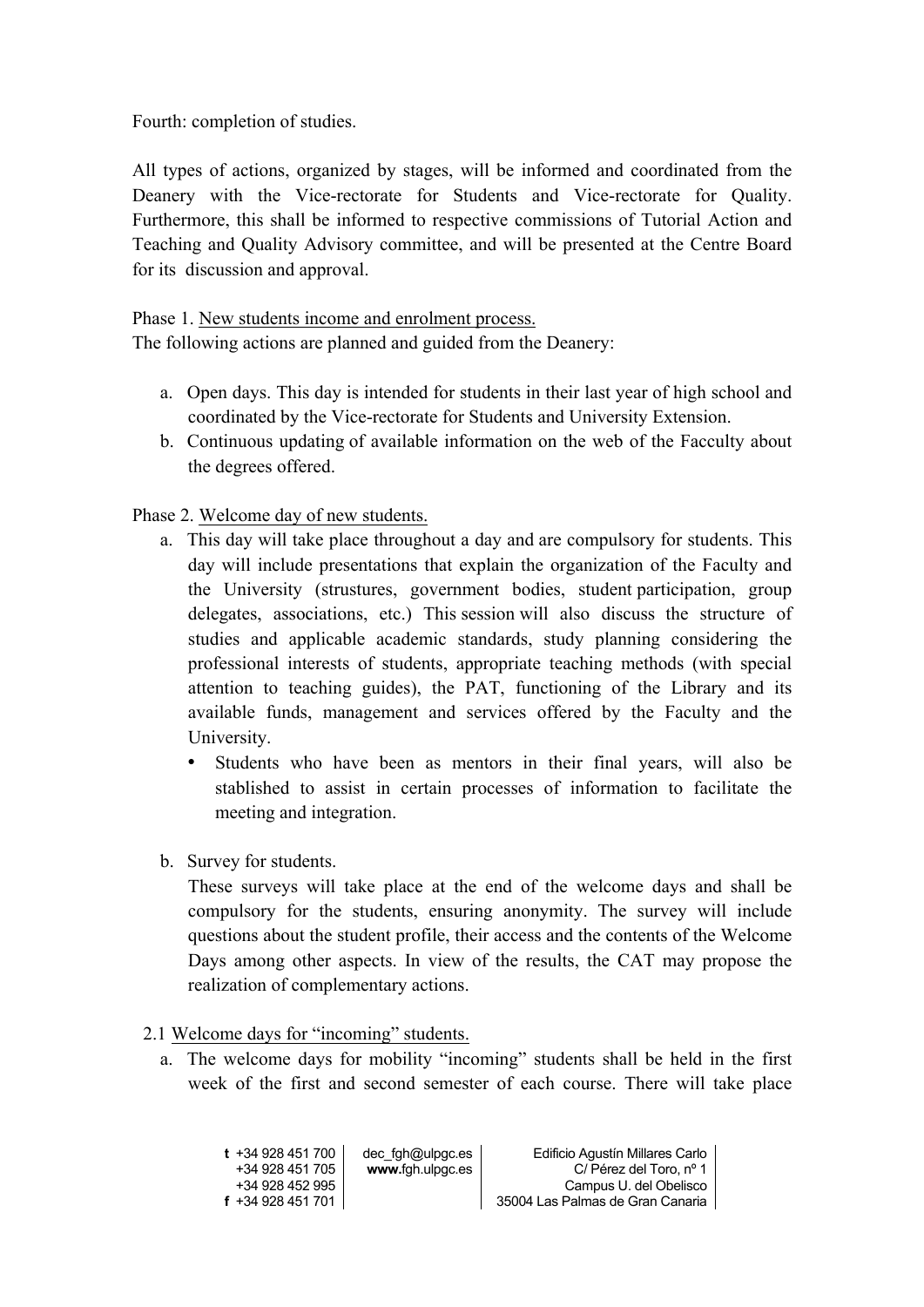Fourth: completion of studies.

All types of actions, organized by stages, will be informed and coordinated from the Deanery with the Vice-rectorate for Students and Vice-rectorate for Quality. Furthermore, this shall be informed to respective commissions of Tutorial Action and Teaching and Quality Advisory committee, and will be presented at the Centre Board for its discussion and approval.

Phase 1. <u>New students income and enrolment process.</u>
The following actions are planned and guided from the Deanery:

a. Open days. This day is intended for students in their last year of high school and coordinated by the Vice-rectorate for Students and University Extension.
b. Continuous updating of available information on the web of the Facculty about the degrees offered.

Phase 2. <u>Welcome day of new students.</u>

a. This day will take place throughout a day and are compulsory for students. This day will include presentations that explain the organization of the Faculty and the University (strustures, government bodies, student participation, group delegates, associations, etc.) This session will also discuss the structure of studies and applicable academic standards, study planning considering the professional interests of students, appropriate teaching methods (with special attention to teaching guides), the PAT, functioning of the Library and its available funds, management and services offered by the Faculty and the University.
   - Students who have been as mentors in their final years, will also be stablished to assist in certain processes of information to facilitate the meeting and integration.

b. Survey for students.
   These surveys will take place at the end of the welcome days and shall be compulsory for the students, ensuring anonymity. The survey will include questions about the student profile, their access and the contents of the Welcome Days among other aspects. In view of the results, the CAT may propose the realization of complementary actions.

2.1 <u>Welcome days for "incoming" students.</u>

a. The welcome days for mobility "incoming" students shall be held in the first week of the first and second semester of each course. There will take place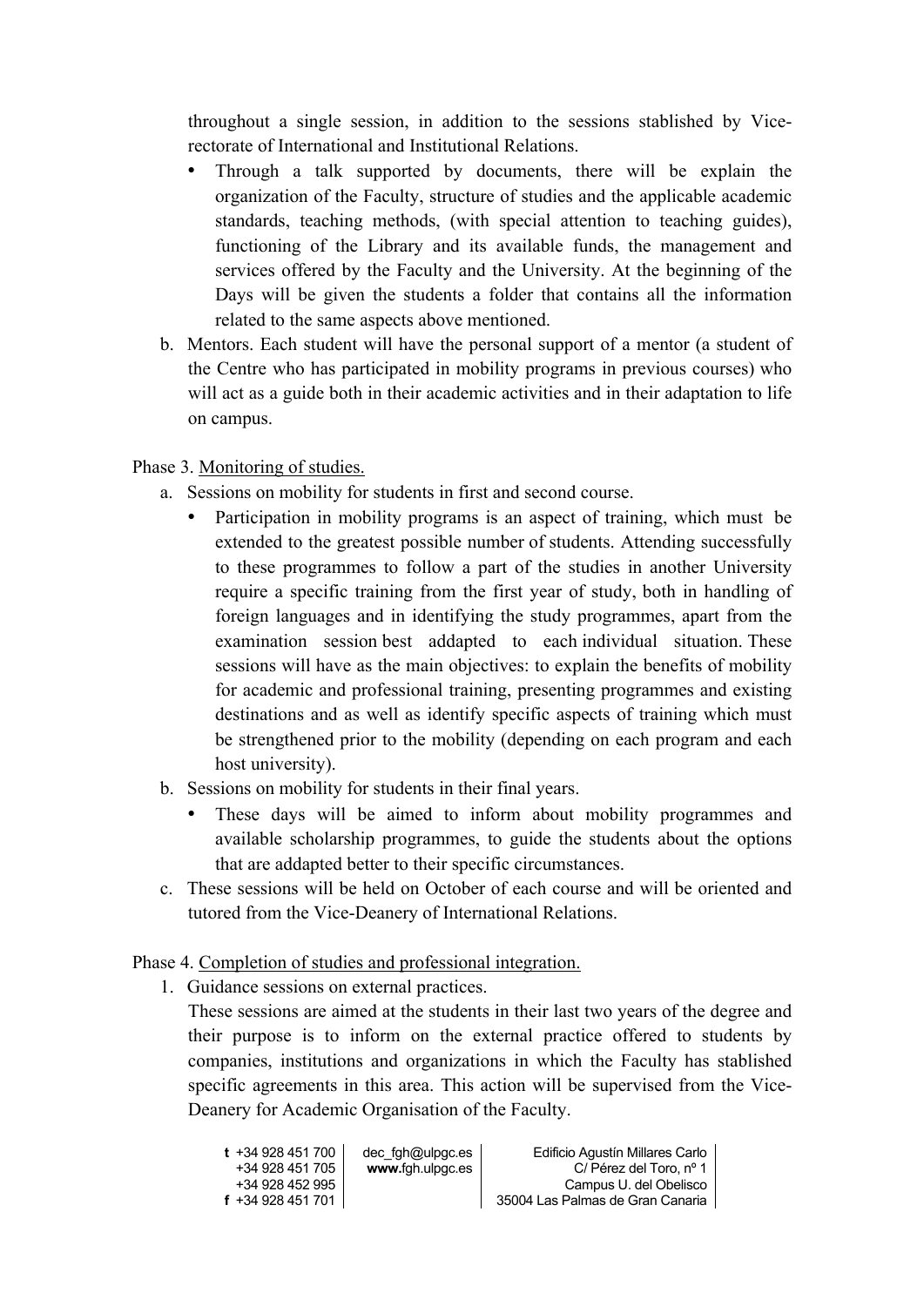throughout a single session, in addition to the sessions stablished by Vice-rectorate of International and Institutional Relations.

- Through a talk supported by documents, there will be explain the organization of the Faculty, structure of studies and the applicable academic standards, teaching methods, (with special attention to teaching guides), functioning of the Library and its available funds, the management and services offered by the Faculty and the University. At the beginning of the Days will be given the students a folder that contains all the information related to the same aspects above mentioned.

b. Mentors. Each student will have the personal support of a mentor (a student of the Centre who has participated in mobility programs in previous courses) who will act as a guide both in their academic activities and in their adaptation to life on campus.

Phase 3. Monitoring of studies.

a. Sessions on mobility for students in first and second course.
   - Participation in mobility programs is an aspect of training, which must be extended to the greatest possible number of students. Attending successfully to these programmes to follow a part of the studies in another University require a specific training from the first year of study, both in handling of foreign languages and in identifying the study programmes, apart from the examination session best addapted to each individual situation. These sessions will have as the main objectives: to explain the benefits of mobility for academic and professional training, presenting programmes and existing destinations and as well as identify specific aspects of training which must be strengthened prior to the mobility (depending on each program and each host university).
b. Sessions on mobility for students in their final years.
   - These days will be aimed to inform about mobility programmes and available scholarship programmes, to guide the students about the options that are addapted better to their specific circumstances.
c. These sessions will be held on October of each course and will be oriented and tutored from the Vice-Deanery of International Relations.

Phase 4. Completion of studies and professional integration.

1. Guidance sessions on external practices.
   These sessions are aimed at the students in their last two years of the degree and their purpose is to inform on the external practice offered to students by companies, institutions and organizations in which the Faculty has stablished specific agreements in this area. This action will be supervised from the Vice-Deanery for Academic Organisation of the Faculty.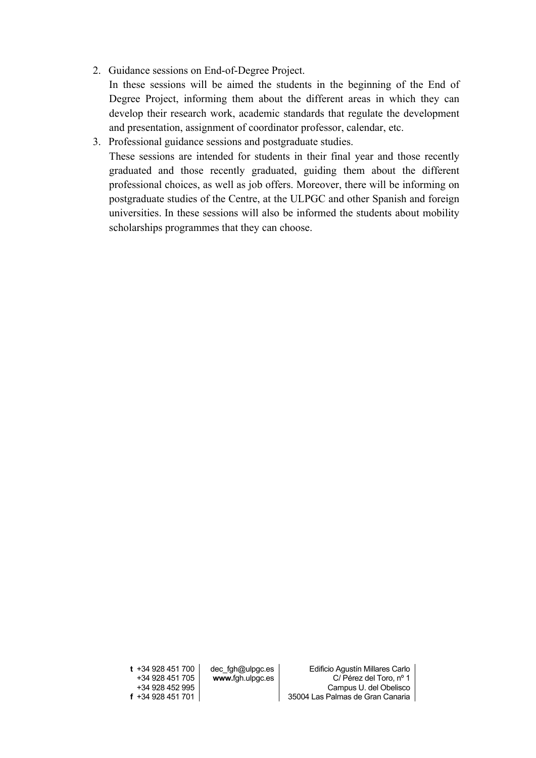2. Guidance sessions on End-of-Degree Project.

   In these sessions will be aimed the students in the beginning of the End of Degree Project, informing them about the different areas in which they can develop their research work, academic standards that regulate the development and presentation, assignment of coordinator professor, calendar, etc.

3. Professional guidance sessions and postgraduate studies.

   These sessions are intended for students in their final year and those recently graduated and those recently graduated, guiding them about the different professional choices, as well as job offers. Moreover, there will be informing on postgraduate studies of the Centre, at the ULPGC and other Spanish and foreign universities. In these sessions will also be informed the students about mobility scholarships programmes that they can choose.